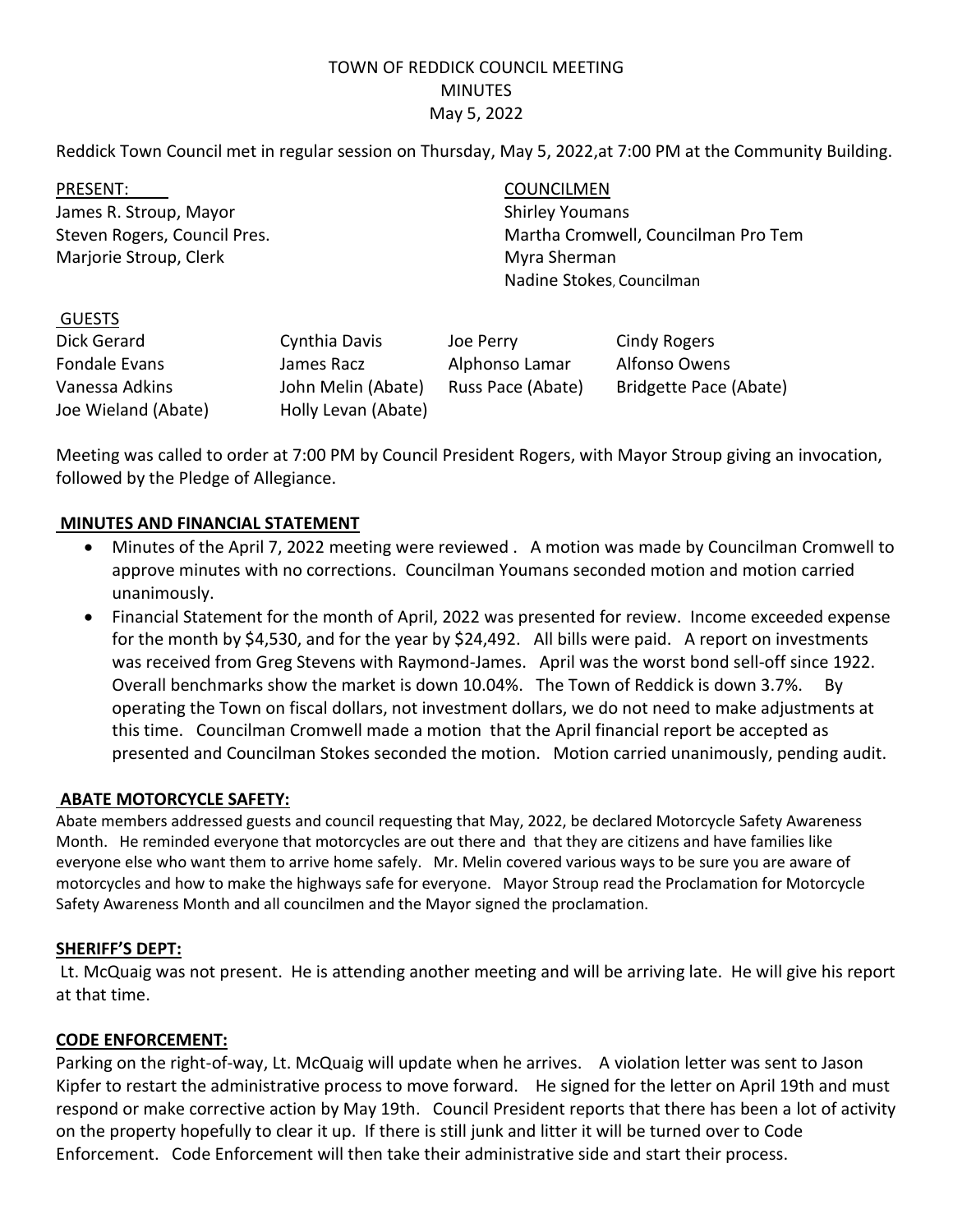# TOWN OF REDDICK COUNCIL MEETING
## MINUTES
### May 5, 2022

Reddick Town Council met in regular session on Thursday, May 5, 2022,at 7:00 PM at the Community Building.

| PRESENT: | COUNCILMEN |
|---|---|
| James R. Stroup, Mayor | Shirley Youmans |
| Steven Rogers, Council Pres. | Martha Cromwell, Councilman Pro Tem |
| Marjorie Stroup, Clerk | Myra Sherman |
| | Nadine Stokes, Councilman |

GUESTS

| | | | |
|---|---|---|---|
| Dick Gerard | Cynthia Davis | Joe Perry | Cindy Rogers |
| Fondale Evans | James Racz | Alphonso Lamar | Alfonso Owens |
| Vanessa Adkins | John Melin (Abate) | Russ Pace (Abate) | Bridgette Pace (Abate) |
| Joe Wieland (Abate) | Holly Levan (Abate) | | |

Meeting was called to order at 7:00 PM by Council President Rogers, with Mayor Stroup giving an invocation, followed by the Pledge of Allegiance.

**MINUTES AND FINANCIAL STATEMENT**

- Minutes of the April 7, 2022 meeting were reviewed . A motion was made by Councilman Cromwell to approve minutes with no corrections. Councilman Youmans seconded motion and motion carried unanimously.
- Financial Statement for the month of April, 2022 was presented for review. Income exceeded expense for the month by $4,530, and for the year by $24,492. All bills were paid. A report on investments was received from Greg Stevens with Raymond-James. April was the worst bond sell-off since 1922. Overall benchmarks show the market is down 10.04%. The Town of Reddick is down 3.7%. By operating the Town on fiscal dollars, not investment dollars, we do not need to make adjustments at this time. Councilman Cromwell made a motion that the April financial report be accepted as presented and Councilman Stokes seconded the motion. Motion carried unanimously, pending audit.

**ABATE MOTORCYCLE SAFETY:**

Abate members addressed guests and council requesting that May, 2022, be declared Motorcycle Safety Awareness Month. He reminded everyone that motorcycles are out there and that they are citizens and have families like everyone else who want them to arrive home safely. Mr. Melin covered various ways to be sure you are aware of motorcycles and how to make the highways safe for everyone. Mayor Stroup read the Proclamation for Motorcycle Safety Awareness Month and all councilmen and the Mayor signed the proclamation.

**SHERIFF'S DEPT:**

Lt. McQuaig was not present. He is attending another meeting and will be arriving late. He will give his report at that time.

**CODE ENFORCEMENT:**

Parking on the right-of-way, Lt. McQuaig will update when he arrives. A violation letter was sent to Jason Kipfer to restart the administrative process to move forward. He signed for the letter on April 19th and must respond or make corrective action by May 19th. Council President reports that there has been a lot of activity on the property hopefully to clear it up. If there is still junk and litter it will be turned over to Code Enforcement. Code Enforcement will then take their administrative side and start their process.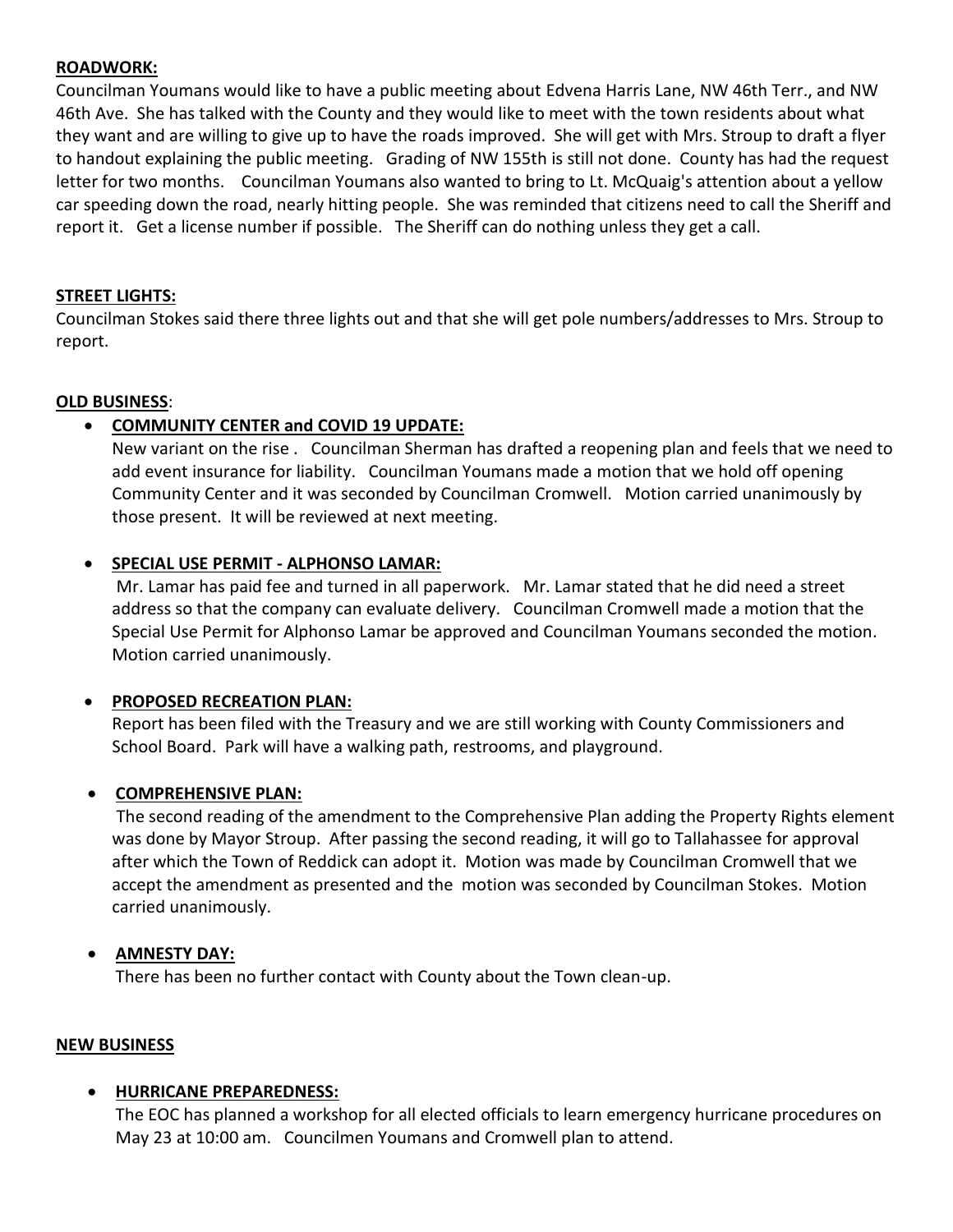**ROADWORK:**

Councilman Youmans would like to have a public meeting about Edvena Harris Lane, NW 46th Terr., and NW 46th Ave. She has talked with the County and they would like to meet with the town residents about what they want and are willing to give up to have the roads improved. She will get with Mrs. Stroup to draft a flyer to handout explaining the public meeting. Grading of NW 155th is still not done. County has had the request letter for two months. Councilman Youmans also wanted to bring to Lt. McQuaig's attention about a yellow car speeding down the road, nearly hitting people. She was reminded that citizens need to call the Sheriff and report it. Get a license number if possible. The Sheriff can do nothing unless they get a call.

**STREET LIGHTS:**

Councilman Stokes said there three lights out and that she will get pole numbers/addresses to Mrs. Stroup to report.

**OLD BUSINESS**:

- **COMMUNITY CENTER and COVID 19 UPDATE:**
  New variant on the rise . Councilman Sherman has drafted a reopening plan and feels that we need to add event insurance for liability. Councilman Youmans made a motion that we hold off opening Community Center and it was seconded by Councilman Cromwell. Motion carried unanimously by those present. It will be reviewed at next meeting.

- **SPECIAL USE PERMIT - ALPHONSO LAMAR:**
  Mr. Lamar has paid fee and turned in all paperwork. Mr. Lamar stated that he did need a street address so that the company can evaluate delivery. Councilman Cromwell made a motion that the Special Use Permit for Alphonso Lamar be approved and Councilman Youmans seconded the motion. Motion carried unanimously.

- **PROPOSED RECREATION PLAN:**
  Report has been filed with the Treasury and we are still working with County Commissioners and School Board. Park will have a walking path, restrooms, and playground.

- **COMPREHENSIVE PLAN:**
  The second reading of the amendment to the Comprehensive Plan adding the Property Rights element was done by Mayor Stroup. After passing the second reading, it will go to Tallahassee for approval after which the Town of Reddick can adopt it. Motion was made by Councilman Cromwell that we accept the amendment as presented and the motion was seconded by Councilman Stokes. Motion carried unanimously.

- **AMNESTY DAY:**
  There has been no further contact with County about the Town clean-up.

**NEW BUSINESS**

- **HURRICANE PREPAREDNESS:**
  The EOC has planned a workshop for all elected officials to learn emergency hurricane procedures on May 23 at 10:00 am. Councilmen Youmans and Cromwell plan to attend.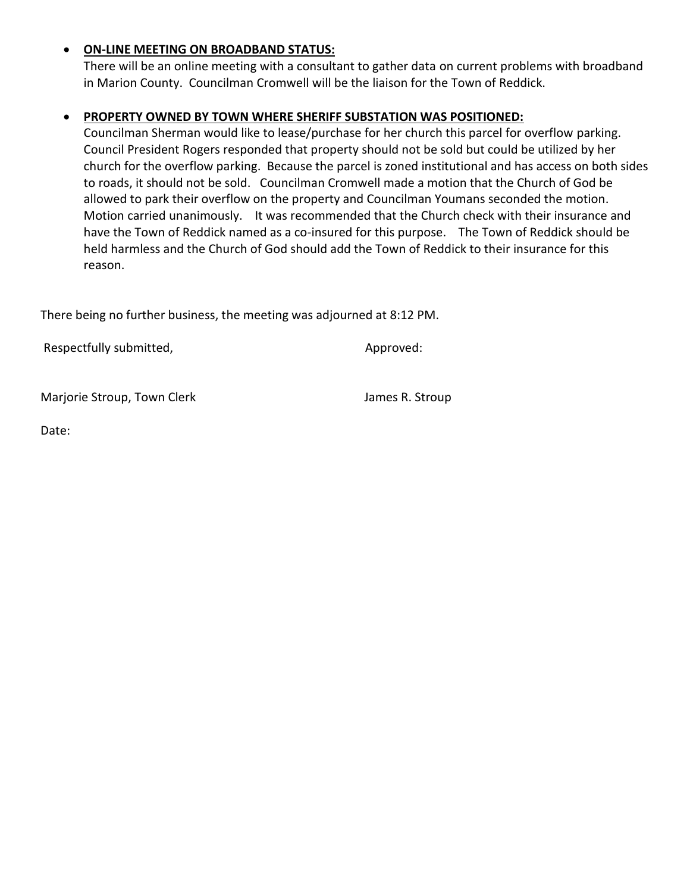- **ON-LINE MEETING ON BROADBAND STATUS:**
  There will be an online meeting with a consultant to gather data on current problems with broadband in Marion County. Councilman Cromwell will be the liaison for the Town of Reddick.

- **PROPERTY OWNED BY TOWN WHERE SHERIFF SUBSTATION WAS POSITIONED:**
  Councilman Sherman would like to lease/purchase for her church this parcel for overflow parking. Council President Rogers responded that property should not be sold but could be utilized by her church for the overflow parking. Because the parcel is zoned institutional and has access on both sides to roads, it should not be sold. Councilman Cromwell made a motion that the Church of God be allowed to park their overflow on the property and Councilman Youmans seconded the motion. Motion carried unanimously. It was recommended that the Church check with their insurance and have the Town of Reddick named as a co-insured for this purpose. The Town of Reddick should be held harmless and the Church of God should add the Town of Reddick to their insurance for this reason.

There being no further business, the meeting was adjourned at 8:12 PM.

Respectfully submitted, Approved:

Marjorie Stroup, Town Clerk James R. Stroup

Date: